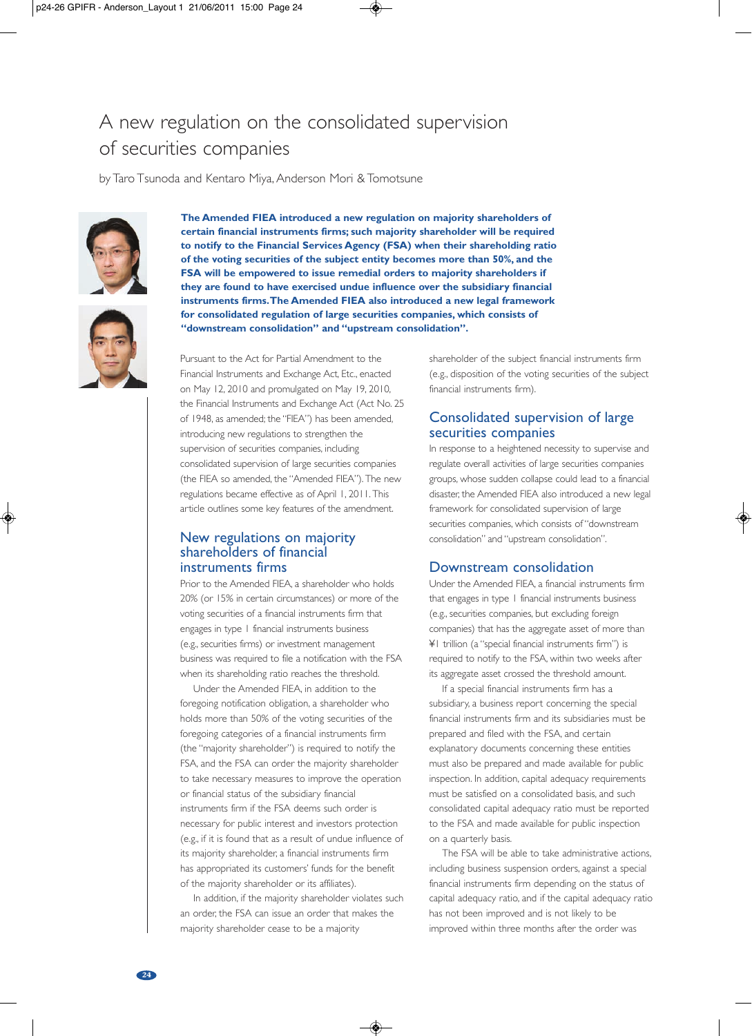# A new regulation on the consolidated supervision of securities companies

by Taro Tsunoda and Kentaro Miya, Anderson Mori & Tomotsune

**The Amended FIEA introduced a new regulation on majority shareholders of certain financial instruments firms; such majority shareholder will be required to notify to the Financial Services Agency (FSA) when their shareholding ratio of the voting securities of the subject entity becomes more than 50%, and the FSA will be empowered to issue remedial orders to majority shareholders if they are found to have exercised undue influence over the subsidiary financial instruments firms. The Amended FIEA also introduced a new legal framework for consolidated regulation of large securities companies, which consists of "downstream consolidation" and "upstream consolidation".**

Pursuant to the Act for Partial Amendment to the Financial Instruments and Exchange Act, Etc., enacted on May 12, 2010 and promulgated on May 19, 2010, the Financial Instruments and Exchange Act (Act No. 25 of 1948, as amended; the "FIEA") has been amended, introducing new regulations to strengthen the supervision of securities companies, including consolidated supervision of large securities companies (the FIEA so amended, the "Amended FIEA"). The new regulations became effective as of April 1, 2011. This article outlines some key features of the amendment.

## New regulations on majority shareholders of financial instruments firms

Prior to the Amended FIEA, a shareholder who holds 20% (or 15% in certain circumstances) or more of the voting securities of a financial instruments firm that engages in type I financial instruments business (e.g., securities firms) or investment management business was required to file a notification with the FSA when its shareholding ratio reaches the threshold.

Under the Amended FIEA, in addition to the foregoing notification obligation, a shareholder who holds more than 50% of the voting securities of the foregoing categories of a financial instruments firm (the "majority shareholder") is required to notify the FSA, and the FSA can order the majority shareholder to take necessary measures to improve the operation or financial status of the subsidiary financial instruments firm if the FSA deems such order is necessary for public interest and investors protection (e.g., if it is found that as a result of undue influence of its majority shareholder, a financial instruments firm has appropriated its customers' funds for the benefit of the majority shareholder or its affiliates).

In addition, if the majority shareholder violates such an order, the FSA can issue an order that makes the majority shareholder cease to be a majority shareholder of the subject financial instruments firm (e.g., disposition of the voting securities of the subject financial instruments firm).

## Consolidated supervision of large securities companies

In response to a heightened necessity to supervise and regulate overall activities of large securities companies groups, whose sudden collapse could lead to a financial disaster, the Amended FIEA also introduced a new legal framework for consolidated supervision of large securities companies, which consists of "downstream consolidation" and "upstream consolidation".

## Downstream consolidation

Under the Amended FIEA, a financial instruments firm that engages in type I financial instruments business (e.g., securities companies, but excluding foreign companies) that has the aggregate asset of more than ¥1 trillion (a "special financial instruments firm") is required to notify to the FSA, within two weeks after its aggregate asset crossed the threshold amount.

If a special financial instruments firm has a subsidiary, a business report concerning the special financial instruments firm and its subsidiaries must be prepared and filed with the FSA, and certain explanatory documents concerning these entities must also be prepared and made available for public inspection. In addition, capital adequacy requirements must be satisfied on a consolidated basis, and such consolidated capital adequacy ratio must be reported to the FSA and made available for public inspection on a quarterly basis.

The FSA will be able to take administrative actions, including business suspension orders, against a special financial instruments firm depending on the status of capital adequacy ratio, and if the capital adequacy ratio has not been improved and is not likely to be improved within three months after the order was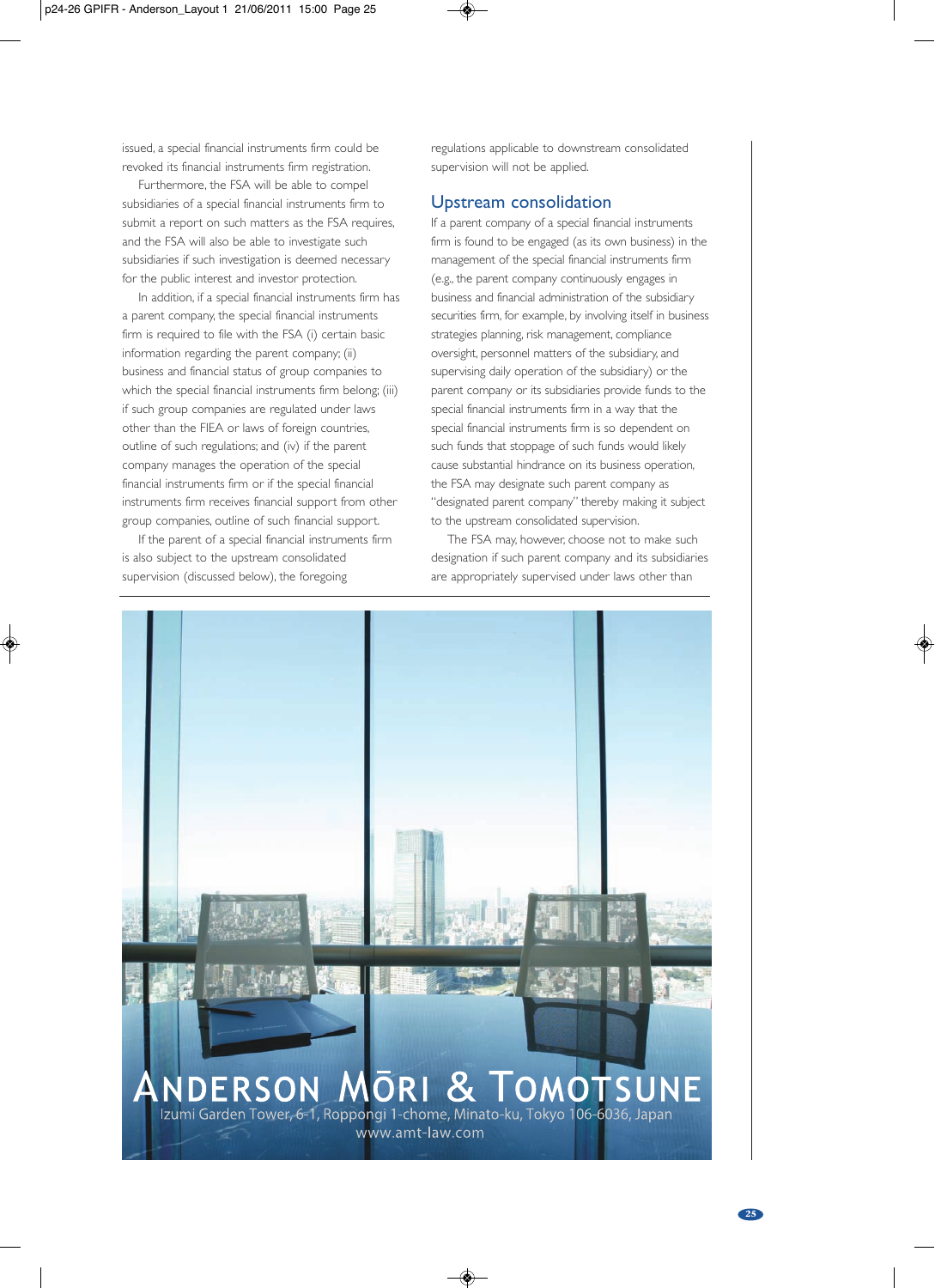issued, a special financial instruments firm could be revoked its financial instruments firm registration.

Furthermore, the FSA will be able to compel subsidiaries of a special financial instruments firm to submit a report on such matters as the FSA requires, and the FSA will also be able to investigate such subsidiaries if such investigation is deemed necessary for the public interest and investor protection.

In addition, if a special financial instruments firm has a parent company, the special financial instruments firm is required to file with the FSA (i) certain basic information regarding the parent company; (ii) business and financial status of group companies to which the special financial instruments firm belong; (iii) if such group companies are regulated under laws other than the FIEA or laws of foreign countries, outline of such regulations; and (iv) if the parent company manages the operation of the special financial instruments firm or if the special financial instruments firm receives financial support from other group companies, outline of such financial support.

If the parent of a special financial instruments firm is also subject to the upstream consolidated supervision (discussed below), the foregoing regulations applicable to downstream consolidated supervision will not be applied.

## Upstream consolidation

If a parent company of a special financial instruments firm is found to be engaged (as its own business) in the management of the special financial instruments firm (e.g., the parent company continuously engages in business and financial administration of the subsidiary securities firm, for example, by involving itself in business strategies planning, risk management, compliance oversight, personnel matters of the subsidiary, and supervising daily operation of the subsidiary) or the parent company or its subsidiaries provide funds to the special financial instruments firm in a way that the special financial instruments firm is so dependent on such funds that stoppage of such funds would likely cause substantial hindrance on its business operation, the FSA may designate such parent company as "designated parent company" thereby making it subject to the upstream consolidated supervision.

The FSA may, however, choose not to make such designation if such parent company and its subsidiaries are appropriately supervised under laws other than

ANDERSON MŌRI & TOMOTSUNE

Izumi Garden Tower, 6-1, Roppongi 1-chome, Minato-ku, Tokyo 106-6036, Japan

www.amt-law.com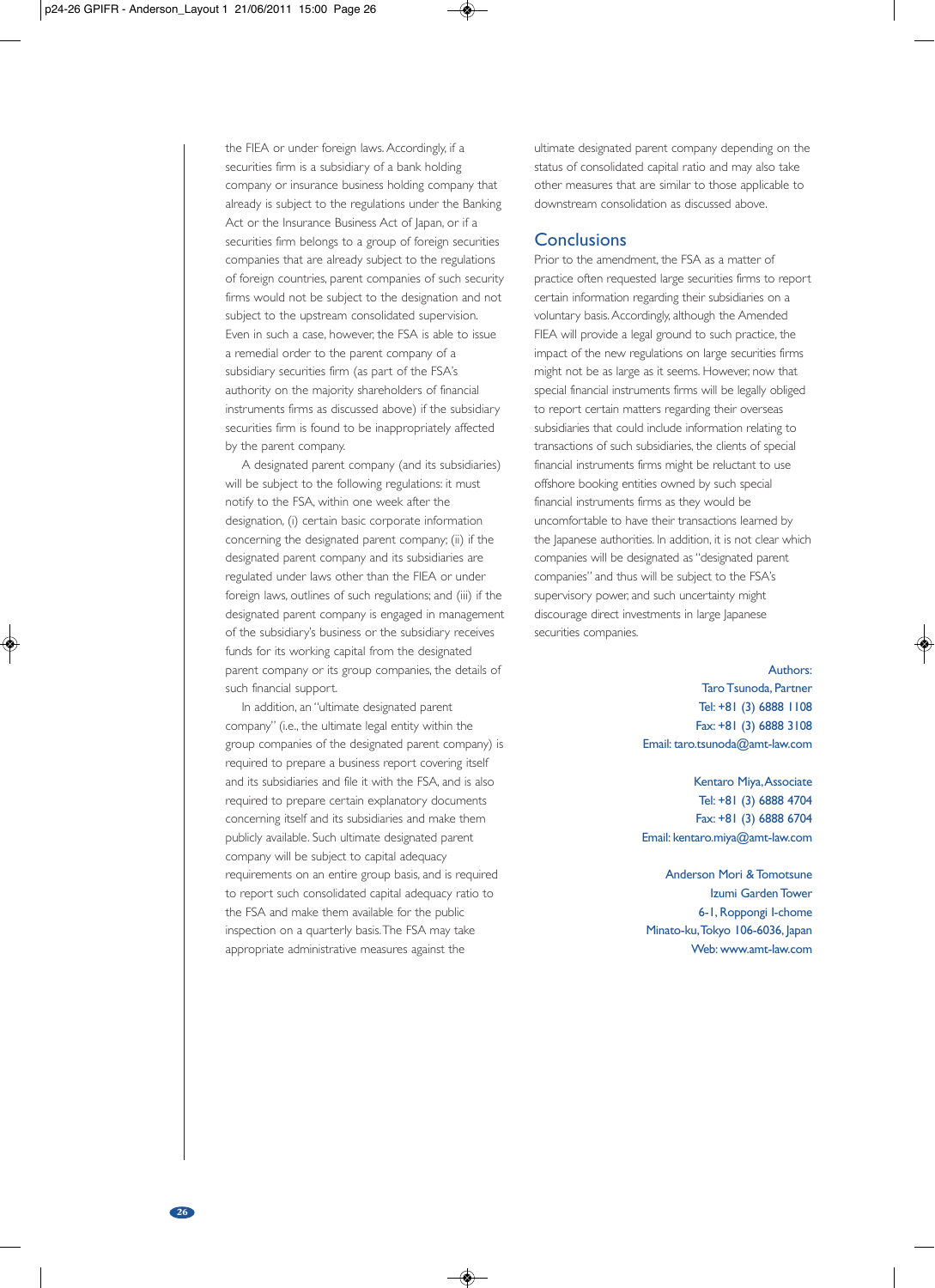the FIEA or under foreign laws. Accordingly, if a securities firm is a subsidiary of a bank holding company or insurance business holding company that already is subject to the regulations under the Banking Act or the Insurance Business Act of Japan, or if a securities firm belongs to a group of foreign securities companies that are already subject to the regulations of foreign countries, parent companies of such security firms would not be subject to the designation and not subject to the upstream consolidated supervision. Even in such a case, however, the FSA is able to issue a remedial order to the parent company of a subsidiary securities firm (as part of the FSA's authority on the majority shareholders of financial instruments firms as discussed above) if the subsidiary securities firm is found to be inappropriately affected by the parent company.

A designated parent company (and its subsidiaries) will be subject to the following regulations: it must notify to the FSA, within one week after the designation, (i) certain basic corporate information concerning the designated parent company; (ii) if the designated parent company and its subsidiaries are regulated under laws other than the FIEA or under foreign laws, outlines of such regulations; and (iii) if the designated parent company is engaged in management of the subsidiary's business or the subsidiary receives funds for its working capital from the designated parent company or its group companies, the details of such financial support.

In addition, an "ultimate designated parent company" (i.e., the ultimate legal entity within the group companies of the designated parent company) is required to prepare a business report covering itself and its subsidiaries and file it with the FSA, and is also required to prepare certain explanatory documents concerning itself and its subsidiaries and make them publicly available. Such ultimate designated parent company will be subject to capital adequacy requirements on an entire group basis, and is required to report such consolidated capital adequacy ratio to the FSA and make them available for the public inspection on a quarterly basis. The FSA may take appropriate administrative measures against the ultimate designated parent company depending on the status of consolidated capital ratio and may also take other measures that are similar to those applicable to downstream consolidation as discussed above.

## Conclusions

Prior to the amendment, the FSA as a matter of practice often requested large securities firms to report certain information regarding their subsidiaries on a voluntary basis. Accordingly, although the Amended FIEA will provide a legal ground to such practice, the impact of the new regulations on large securities firms might not be as large as it seems. However, now that special financial instruments firms will be legally obliged to report certain matters regarding their overseas subsidiaries that could include information relating to transactions of such subsidiaries, the clients of special financial instruments firms might be reluctant to use offshore booking entities owned by such special financial instruments firms as they would be uncomfortable to have their transactions learned by the Japanese authorities. In addition, it is not clear which companies will be designated as "designated parent companies" and thus will be subject to the FSA's supervisory power, and such uncertainty might discourage direct investments in large Japanese securities companies.

Authors:
Taro Tsunoda, Partner
Tel: +81 (3) 6888 1108
Fax: +81 (3) 6888 3108
Email: taro.tsunoda@amt-law.com

Kentaro Miya, Associate
Tel: +81 (3) 6888 4704
Fax: +81 (3) 6888 6704
Email: kentaro.miya@amt-law.com

Anderson Mori & Tomotsune
Izumi Garden Tower
6-1, Roppongi I-chome
Minato-ku, Tokyo 106-6036, Japan
Web: www.amt-law.com